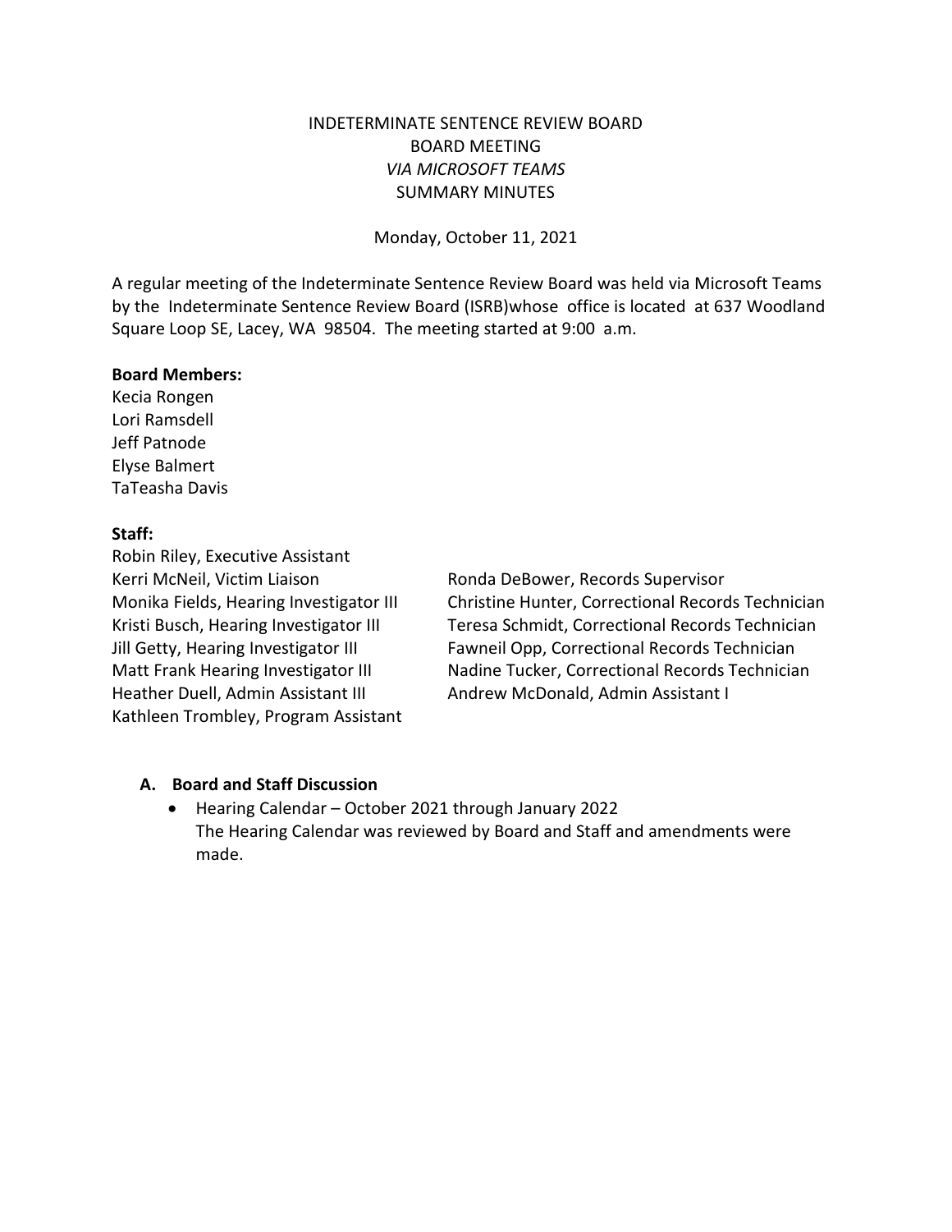# INDETERMINATE SENTENCE REVIEW BOARD
## BOARD MEETING
### *VIA MICROSOFT TEAMS*
### SUMMARY MINUTES

Monday, October 11, 2021

A regular meeting of the Indeterminate Sentence Review Board was held via Microsoft Teams by the Indeterminate Sentence Review Board (ISRB)whose office is located at 637 Woodland Square Loop SE, Lacey, WA 98504. The meeting started at 9:00 a.m.

**Board Members:**
Kecia Rongen
Lori Ramsdell
Jeff Patnode
Elyse Balmert
TaTeasha Davis

**Staff:**
Robin Riley, Executive Assistant
Kerri McNeil, Victim Liaison
Monika Fields, Hearing Investigator III
Kristi Busch, Hearing Investigator III
Jill Getty, Hearing Investigator III
Matt Frank Hearing Investigator III
Heather Duell, Admin Assistant III
Kathleen Trombley, Program Assistant
Ronda DeBower, Records Supervisor
Christine Hunter, Correctional Records Technician
Teresa Schmidt, Correctional Records Technician
Fawneil Opp, Correctional Records Technician
Nadine Tucker, Correctional Records Technician
Andrew McDonald, Admin Assistant I

## A. Board and Staff Discussion

- Hearing Calendar – October 2021 through January 2022
  The Hearing Calendar was reviewed by Board and Staff and amendments were made.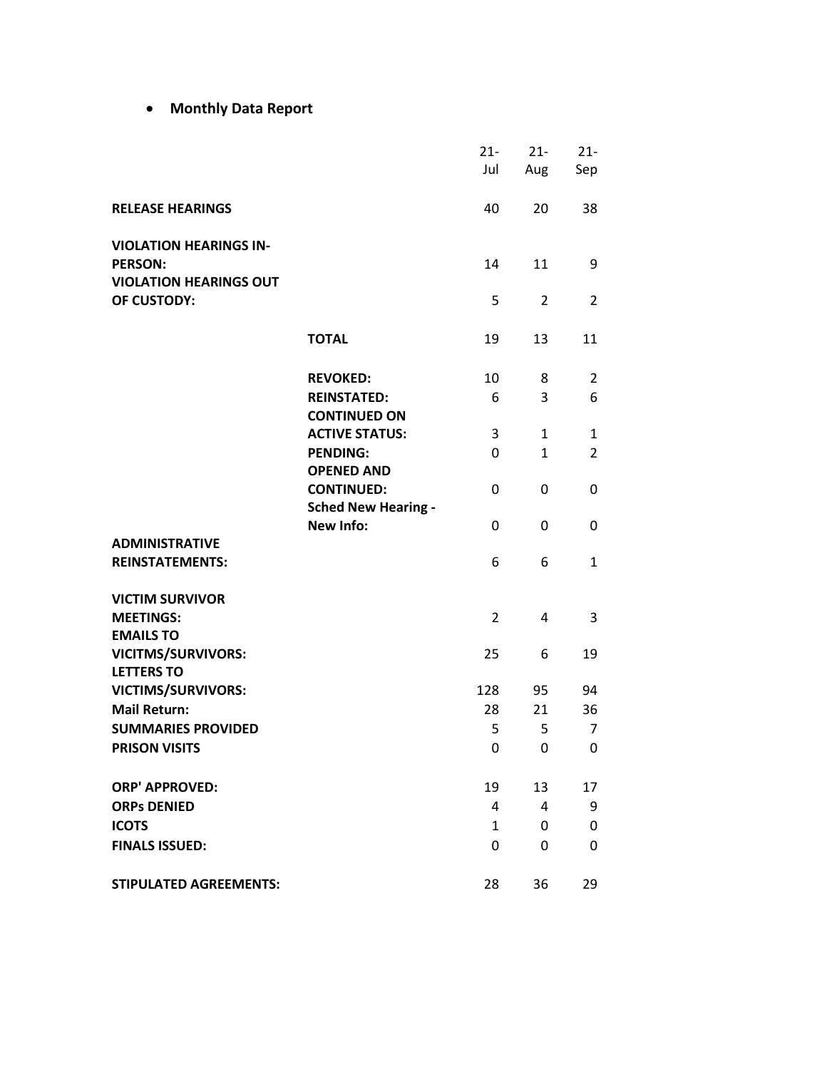- **Monthly Data Report**

| | | 21-Jul | 21-Aug | 21-Sep |
|---|---|---|---|---|
| **RELEASE HEARINGS** | | 40 | 20 | 38 |
| **VIOLATION HEARINGS IN-PERSON:** | | 14 | 11 | 9 |
| **VIOLATION HEARINGS OUT OF CUSTODY:** | | 5 | 2 | 2 |
| | **TOTAL** | 19 | 13 | 11 |
| | **REVOKED:** | 10 | 8 | 2 |
| | **REINSTATED:** | 6 | 3 | 6 |
| | **CONTINUED ON ACTIVE STATUS:** | 3 | 1 | 1 |
| | **PENDING:** | 0 | 1 | 2 |
| | **OPENED AND CONTINUED:** | 0 | 0 | 0 |
| | **Sched New Hearing - New Info:** | 0 | 0 | 0 |
| **ADMINISTRATIVE REINSTATEMENTS:** | | 6 | 6 | 1 |
| **VICTIM SURVIVOR MEETINGS:** | | 2 | 4 | 3 |
| **EMAILS TO VICITMS/SURVIVORS:** | | 25 | 6 | 19 |
| **LETTERS TO VICTIMS/SURVIVORS:** | | 128 | 95 | 94 |
| **Mail Return:** | | 28 | 21 | 36 |
| **SUMMARIES PROVIDED** | | 5 | 5 | 7 |
| **PRISON VISITS** | | 0 | 0 | 0 |
| **ORP' APPROVED:** | | 19 | 13 | 17 |
| **ORPs DENIED** | | 4 | 4 | 9 |
| **ICOTS** | | 1 | 0 | 0 |
| **FINALS ISSUED:** | | 0 | 0 | 0 |
| **STIPULATED AGREEMENTS:** | | 28 | 36 | 29 |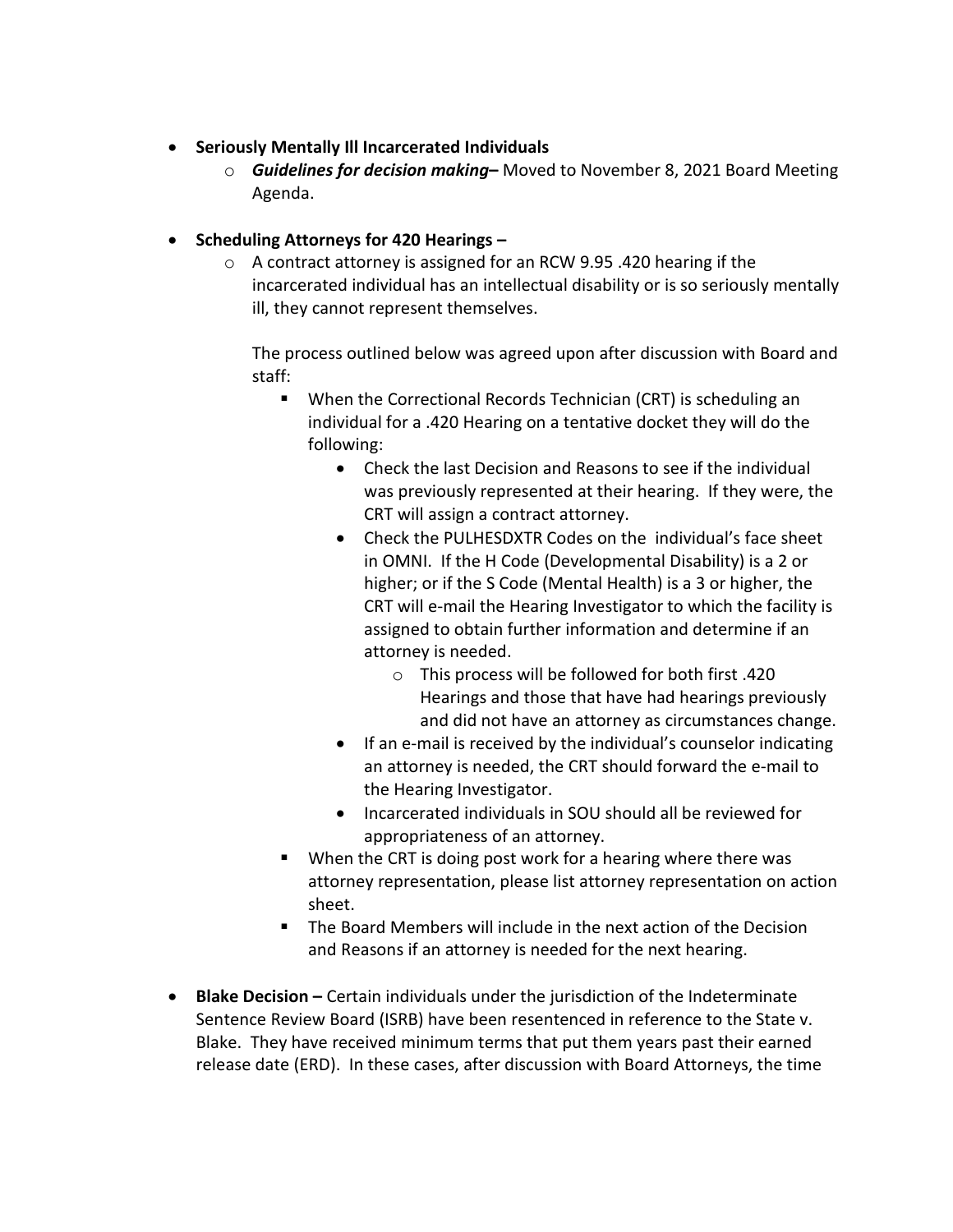- **Seriously Mentally Ill Incarcerated Individuals**
  - ***Guidelines for decision making*–** Moved to November 8, 2021 Board Meeting Agenda.

- **Scheduling Attorneys for 420 Hearings –**
  - A contract attorney is assigned for an RCW 9.95 .420 hearing if the incarcerated individual has an intellectual disability or is so seriously mentally ill, they cannot represent themselves.

    The process outlined below was agreed upon after discussion with Board and staff:

    - When the Correctional Records Technician (CRT) is scheduling an individual for a .420 Hearing on a tentative docket they will do the following:
      - Check the last Decision and Reasons to see if the individual was previously represented at their hearing. If they were, the CRT will assign a contract attorney.
      - Check the PULHESDXTR Codes on the individual's face sheet in OMNI. If the H Code (Developmental Disability) is a 2 or higher; or if the S Code (Mental Health) is a 3 or higher, the CRT will e-mail the Hearing Investigator to which the facility is assigned to obtain further information and determine if an attorney is needed.
        - This process will be followed for both first .420 Hearings and those that have had hearings previously and did not have an attorney as circumstances change.
      - If an e-mail is received by the individual's counselor indicating an attorney is needed, the CRT should forward the e-mail to the Hearing Investigator.
      - Incarcerated individuals in SOU should all be reviewed for appropriateness of an attorney.
    - When the CRT is doing post work for a hearing where there was attorney representation, please list attorney representation on action sheet.
    - The Board Members will include in the next action of the Decision and Reasons if an attorney is needed for the next hearing.

- **Blake Decision –** Certain individuals under the jurisdiction of the Indeterminate Sentence Review Board (ISRB) have been resentenced in reference to the State v. Blake. They have received minimum terms that put them years past their earned release date (ERD). In these cases, after discussion with Board Attorneys, the time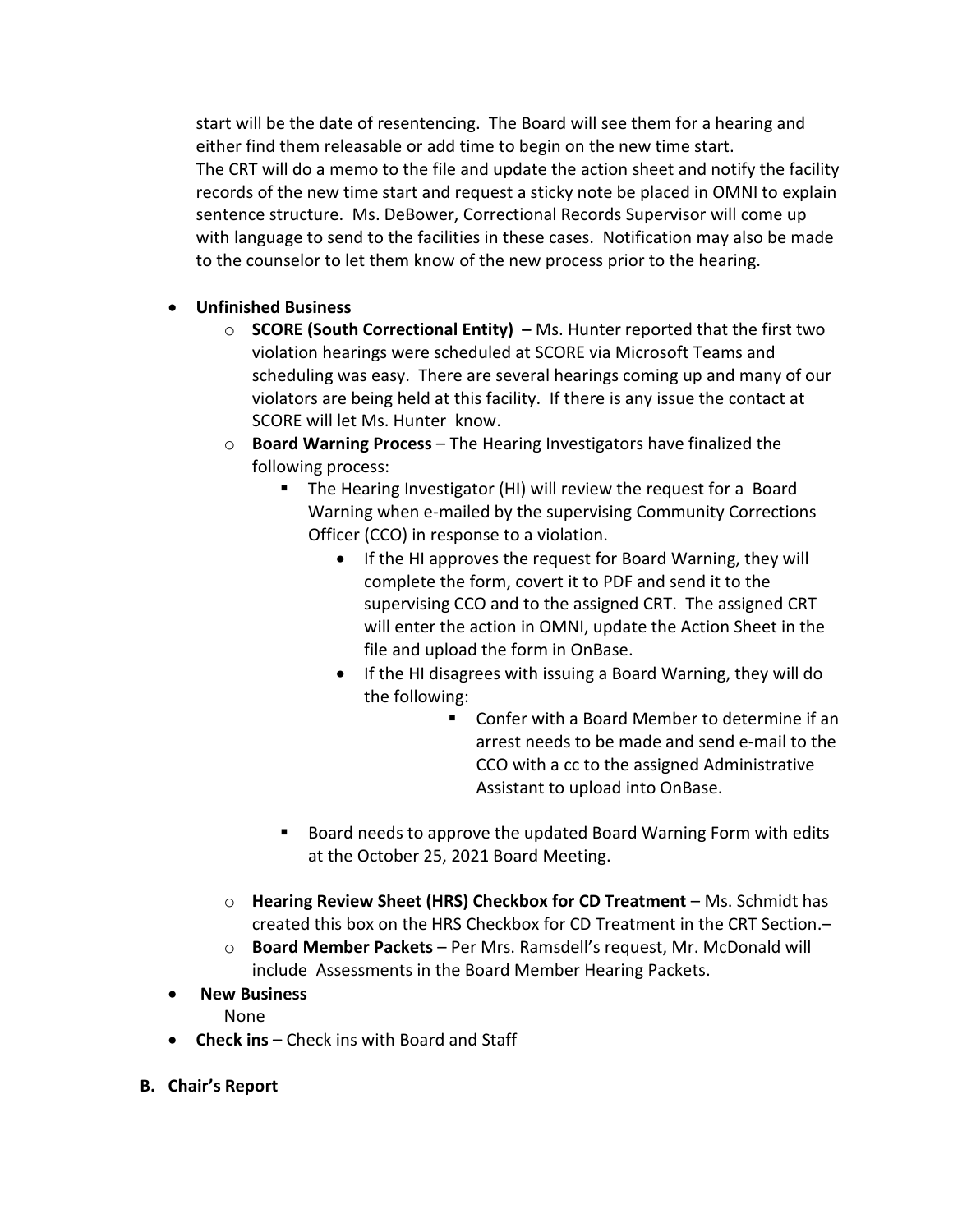start will be the date of resentencing. The Board will see them for a hearing and either find them releasable or add time to begin on the new time start. The CRT will do a memo to the file and update the action sheet and notify the facility records of the new time start and request a sticky note be placed in OMNI to explain sentence structure. Ms. DeBower, Correctional Records Supervisor will come up with language to send to the facilities in these cases. Notification may also be made to the counselor to let them know of the new process prior to the hearing.

- **Unfinished Business**
  - **SCORE (South Correctional Entity) –** Ms. Hunter reported that the first two violation hearings were scheduled at SCORE via Microsoft Teams and scheduling was easy. There are several hearings coming up and many of our violators are being held at this facility. If there is any issue the contact at SCORE will let Ms. Hunter know.
  - **Board Warning Process** – The Hearing Investigators have finalized the following process:
    - The Hearing Investigator (HI) will review the request for a Board Warning when e-mailed by the supervising Community Corrections Officer (CCO) in response to a violation.
      - If the HI approves the request for Board Warning, they will complete the form, covert it to PDF and send it to the supervising CCO and to the assigned CRT. The assigned CRT will enter the action in OMNI, update the Action Sheet in the file and upload the form in OnBase.
      - If the HI disagrees with issuing a Board Warning, they will do the following:
        - Confer with a Board Member to determine if an arrest needs to be made and send e-mail to the CCO with a cc to the assigned Administrative Assistant to upload into OnBase.
    - Board needs to approve the updated Board Warning Form with edits at the October 25, 2021 Board Meeting.
  - **Hearing Review Sheet (HRS) Checkbox for CD Treatment** – Ms. Schmidt has created this box on the HRS Checkbox for CD Treatment in the CRT Section.–
  - **Board Member Packets** – Per Mrs. Ramsdell's request, Mr. McDonald will include Assessments in the Board Member Hearing Packets.
- **New Business**

  None
- **Check ins –** Check ins with Board and Staff

**B. Chair's Report**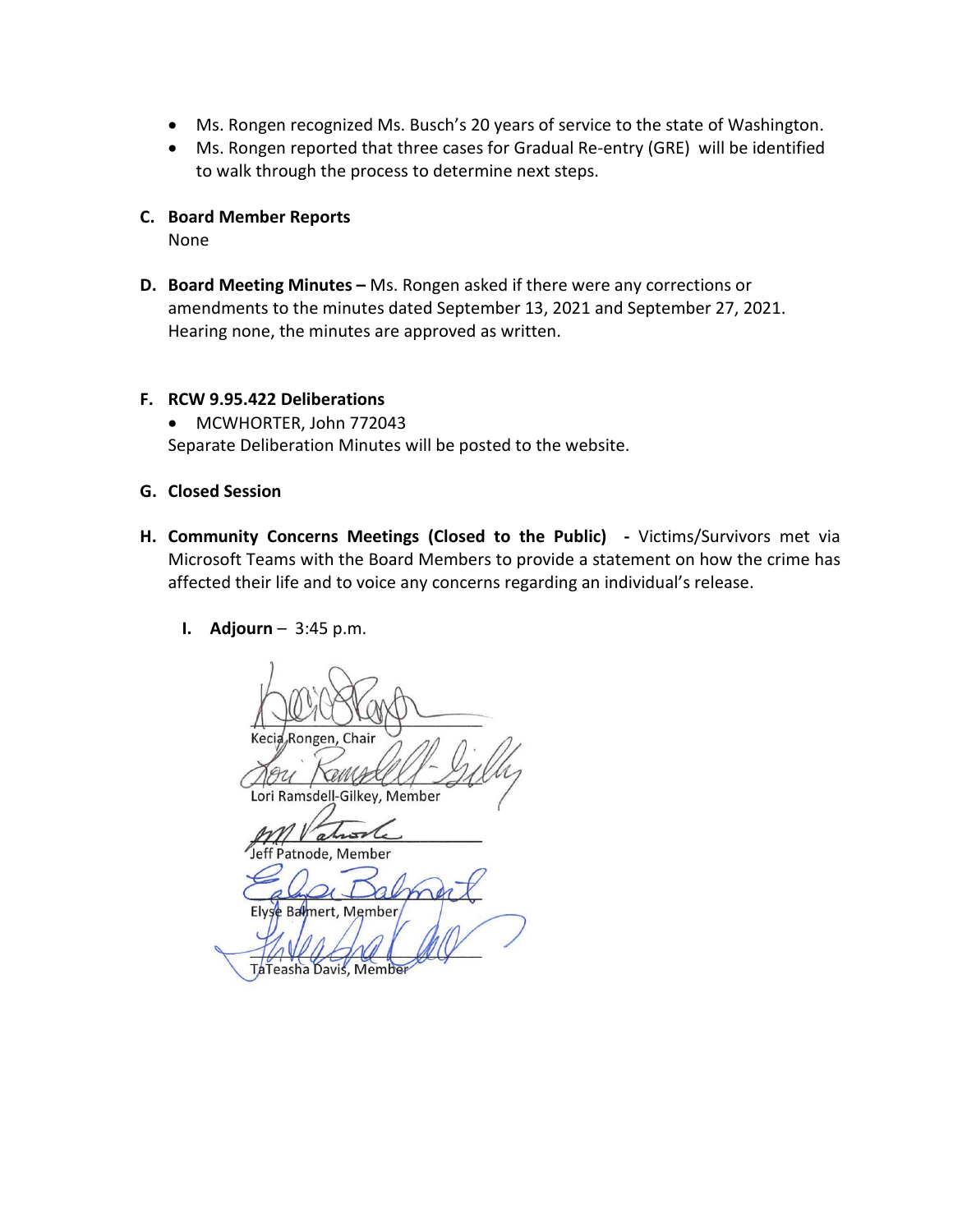- Ms. Rongen recognized Ms. Busch's 20 years of service to the state of Washington.
- Ms. Rongen reported that three cases for Gradual Re-entry (GRE) will be identified to walk through the process to determine next steps.

**C. Board Member Reports**

None

**D. Board Meeting Minutes –** Ms. Rongen asked if there were any corrections or amendments to the minutes dated September 13, 2021 and September 27, 2021. Hearing none, the minutes are approved as written.

**F. RCW 9.95.422 Deliberations**

- MCWHORTER, John 772043

Separate Deliberation Minutes will be posted to the website.

**G. Closed Session**

**H. Community Concerns Meetings (Closed to the Public) -** Victims/Survivors met via Microsoft Teams with the Board Members to provide a statement on how the crime has affected their life and to voice any concerns regarding an individual's release.

**I. Adjourn** – 3:45 p.m.

Kecia Rongen, Chair

Lori Ramsdell-Gilkey, Member

Jeff Patnode, Member

Elyse Balmert, Member

TaTeasha Davis, Member